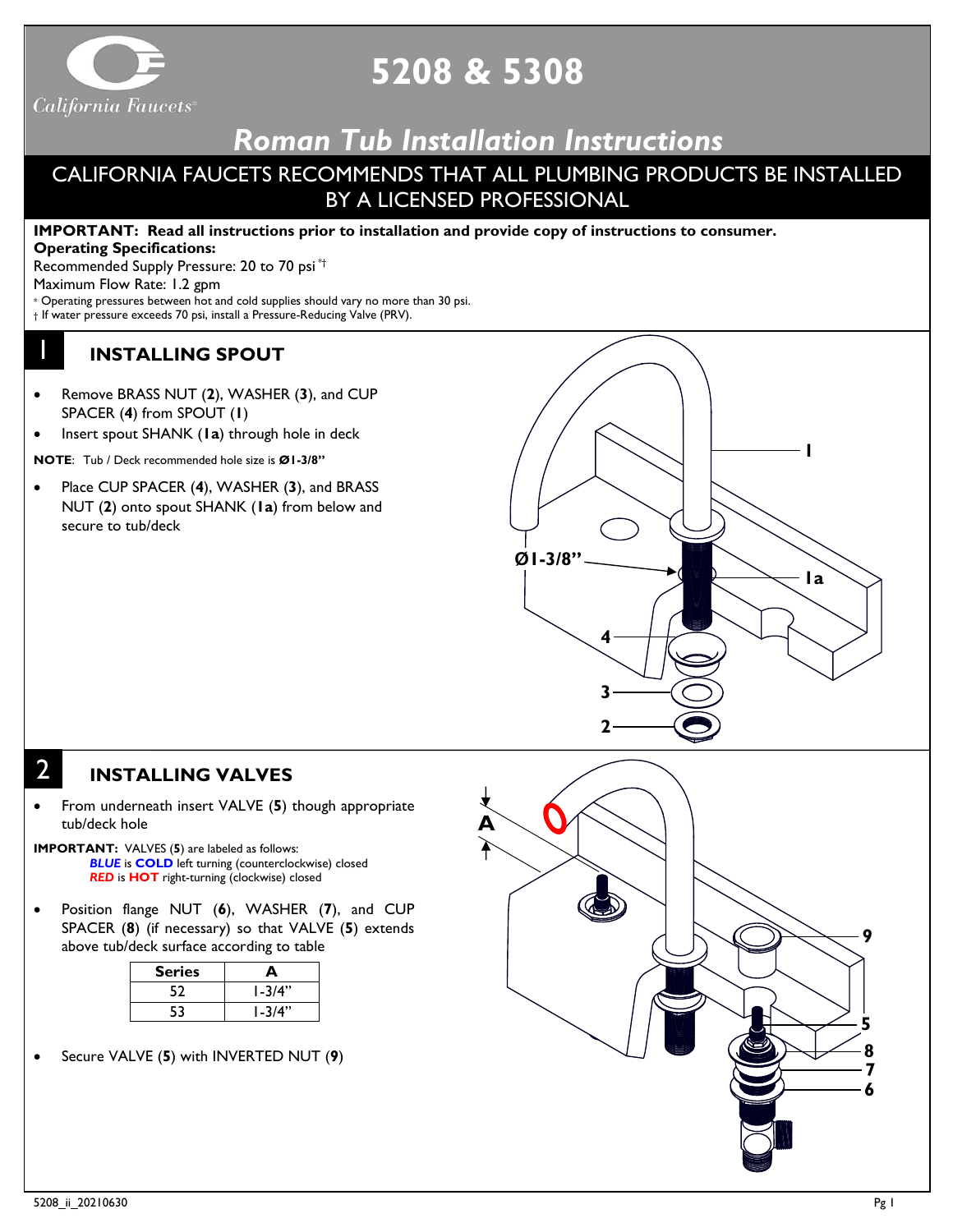# 5208 & 5308

## Roman Tub Installation Instructions

**CALIFORNIA FAUCETS RECOMMENDS THAT ALL PLUMBING PRODUCTS BE INSTALLED BY A LICENSED PROFESSIONAL**

**IMPORTANT: Read all instructions prior to installation and provide copy of instructions to consumer.**
**Operating Specifications:**
Recommended Supply Pressure: 20 to 70 psi *†
Maximum Flow Rate: 1.2 gpm
* Operating pressures between hot and cold supplies should vary no more than 30 psi.
† If water pressure exceeds 70 psi, install a Pressure-Reducing Valve (PRV).

## 1 INSTALLING SPOUT

- Remove BRASS NUT (**2**), WASHER (**3**), and CUP SPACER (**4**) from SPOUT (**1**)
- Insert spout SHANK (**1a**) through hole in deck

**NOTE**: Tub / Deck recommended hole size is **Ø1-3/8"**

- Place CUP SPACER (**4**), WASHER (**3**), and BRASS NUT (**2**) onto spout SHANK (**1a**) from below and secure to tub/deck

## 2 INSTALLING VALVES

- From underneath insert VALVE (**5**) though appropriate tub/deck hole

**IMPORTANT:** VALVES (**5**) are labeled as follows:
***BLUE*** is **COLD** left turning (counterclockwise) closed
***RED*** is **HOT** right-turning (clockwise) closed

- Position flange NUT (**6**), WASHER (**7**), and CUP SPACER (**8**) (if necessary) so that VALVE (**5**) extends above tub/deck surface according to table

| Series | A |
|---|---|
| 52 | 1-3/4" |
| 53 | 1-3/4" |

- Secure VALVE (**5**) with INVERTED NUT (**9**)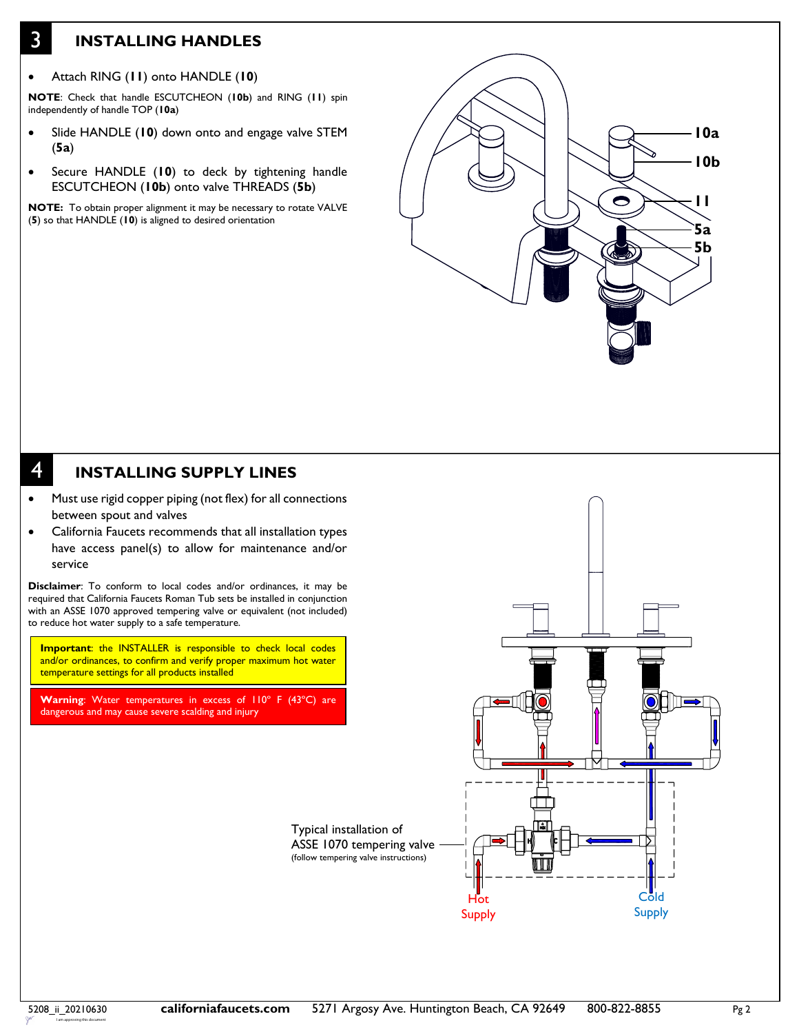## 3 INSTALLING HANDLES

- Attach RING (**11**) onto HANDLE (**10**)

**NOTE**: Check that handle ESCUTCHEON (**10b**) and RING (**11**) spin independently of handle TOP (**10a**)

- Slide HANDLE (**10**) down onto and engage valve STEM (**5a**)
- Secure HANDLE (**10**) to deck by tightening handle ESCUTCHEON (**10b**) onto valve THREADS (**5b**)

**NOTE:** To obtain proper alignment it may be necessary to rotate VALVE (**5**) so that HANDLE (**10**) is aligned to desired orientation

10a
10b
11
5a
5b

## 4 INSTALLING SUPPLY LINES

- Must use rigid copper piping (not flex) for all connections between spout and valves
- California Faucets recommends that all installation types have access panel(s) to allow for maintenance and/or service

**Disclaimer**: To conform to local codes and/or ordinances, it may be required that California Faucets Roman Tub sets be installed in conjunction with an ASSE 1070 approved tempering valve or equivalent (not included) to reduce hot water supply to a safe temperature.

**Important**: the INSTALLER is responsible to check local codes and/or ordinances, to confirm and verify proper maximum hot water temperature settings for all products installed

**Warning**: Water temperatures in excess of 110° F (43°C) are dangerous and may cause severe scalding and injury

Typical installation of ASSE 1070 tempering valve
(follow tempering valve instructions)

Hot Supply

Cold Supply

5208_ii_20210630 **californiafaucets.com** 5271 Argosy Ave. Huntington Beach, CA 92649 800-822-8855